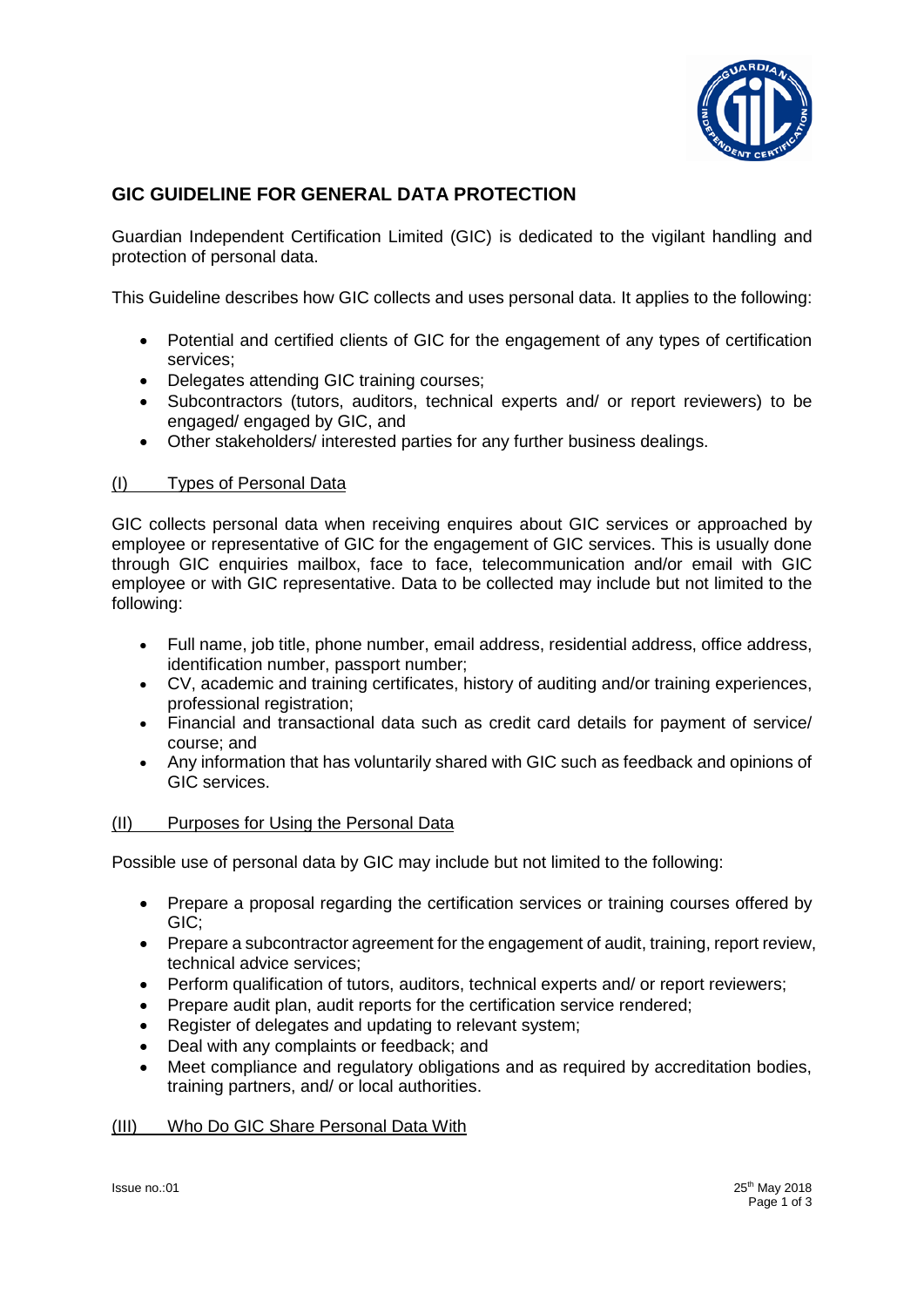# GIC GUIDELINE FOR GENERAL DATA PROTECTION

Guardian Independent Certification Limited (GIC) is dedicated to the vigilant handling and protection of personal data.

This Guideline describes how GIC collects and uses personal data. It applies to the following:

- Potential and certified clients of GIC for the engagement of any types of certification services;
- Delegates attending GIC training courses;
- Subcontractors (tutors, auditors, technical experts and/ or report reviewers) to be engaged/ engaged by GIC, and
- Other stakeholders/ interested parties for any further business dealings.

## (I) Types of Personal Data

GIC collects personal data when receiving enquires about GIC services or approached by employee or representative of GIC for the engagement of GIC services. This is usually done through GIC enquiries mailbox, face to face, telecommunication and/or email with GIC employee or with GIC representative. Data to be collected may include but not limited to the following:

- Full name, job title, phone number, email address, residential address, office address, identification number, passport number;
- CV, academic and training certificates, history of auditing and/or training experiences, professional registration;
- Financial and transactional data such as credit card details for payment of service/ course; and
- Any information that has voluntarily shared with GIC such as feedback and opinions of GIC services.

## (II) Purposes for Using the Personal Data

Possible use of personal data by GIC may include but not limited to the following:

- Prepare a proposal regarding the certification services or training courses offered by GIC;
- Prepare a subcontractor agreement for the engagement of audit, training, report review, technical advice services;
- Perform qualification of tutors, auditors, technical experts and/ or report reviewers;
- Prepare audit plan, audit reports for the certification service rendered;
- Register of delegates and updating to relevant system;
- Deal with any complaints or feedback; and
- Meet compliance and regulatory obligations and as required by accreditation bodies, training partners, and/ or local authorities.

## (III) Who Do GIC Share Personal Data With

Issue no.:01 25th May 2018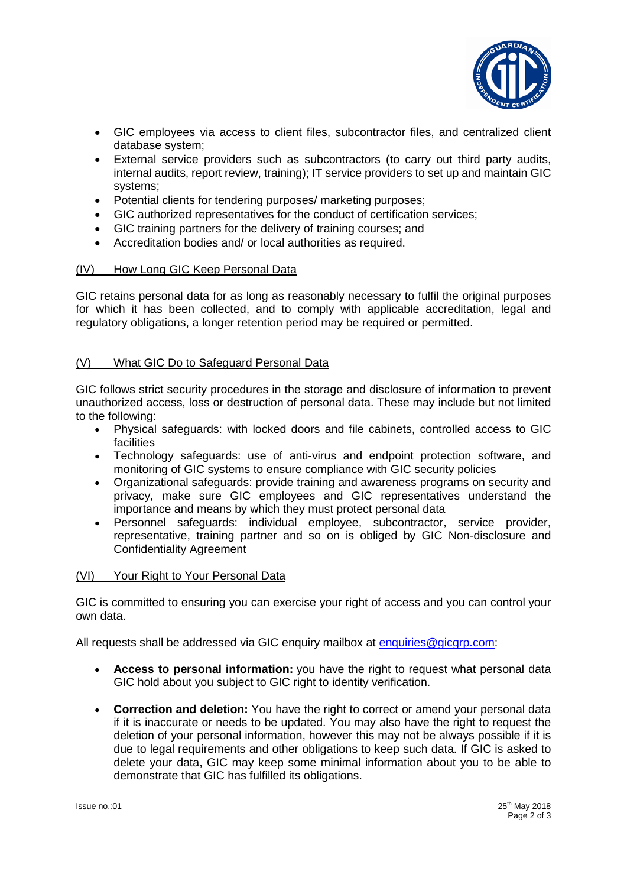- GIC employees via access to client files, subcontractor files, and centralized client database system;
- External service providers such as subcontractors (to carry out third party audits, internal audits, report review, training); IT service providers to set up and maintain GIC systems;
- Potential clients for tendering purposes/ marketing purposes;
- GIC authorized representatives for the conduct of certification services;
- GIC training partners for the delivery of training courses; and
- Accreditation bodies and/ or local authorities as required.

## (IV) How Long GIC Keep Personal Data

GIC retains personal data for as long as reasonably necessary to fulfil the original purposes for which it has been collected, and to comply with applicable accreditation, legal and regulatory obligations, a longer retention period may be required or permitted.

## (V) What GIC Do to Safeguard Personal Data

GIC follows strict security procedures in the storage and disclosure of information to prevent unauthorized access, loss or destruction of personal data. These may include but not limited to the following:

- Physical safeguards: with locked doors and file cabinets, controlled access to GIC facilities
- Technology safeguards: use of anti-virus and endpoint protection software, and monitoring of GIC systems to ensure compliance with GIC security policies
- Organizational safeguards: provide training and awareness programs on security and privacy, make sure GIC employees and GIC representatives understand the importance and means by which they must protect personal data
- Personnel safeguards: individual employee, subcontractor, service provider, representative, training partner and so on is obliged by GIC Non-disclosure and Confidentiality Agreement

## (VI) Your Right to Your Personal Data

GIC is committed to ensuring you can exercise your right of access and you can control your own data.

All requests shall be addressed via GIC enquiry mailbox at enquiries@gicgrp.com:

- **Access to personal information:** you have the right to request what personal data GIC hold about you subject to GIC right to identity verification.

- **Correction and deletion:** You have the right to correct or amend your personal data if it is inaccurate or needs to be updated. You may also have the right to request the deletion of your personal information, however this may not be always possible if it is due to legal requirements and other obligations to keep such data. If GIC is asked to delete your data, GIC may keep some minimal information about you to be able to demonstrate that GIC has fulfilled its obligations.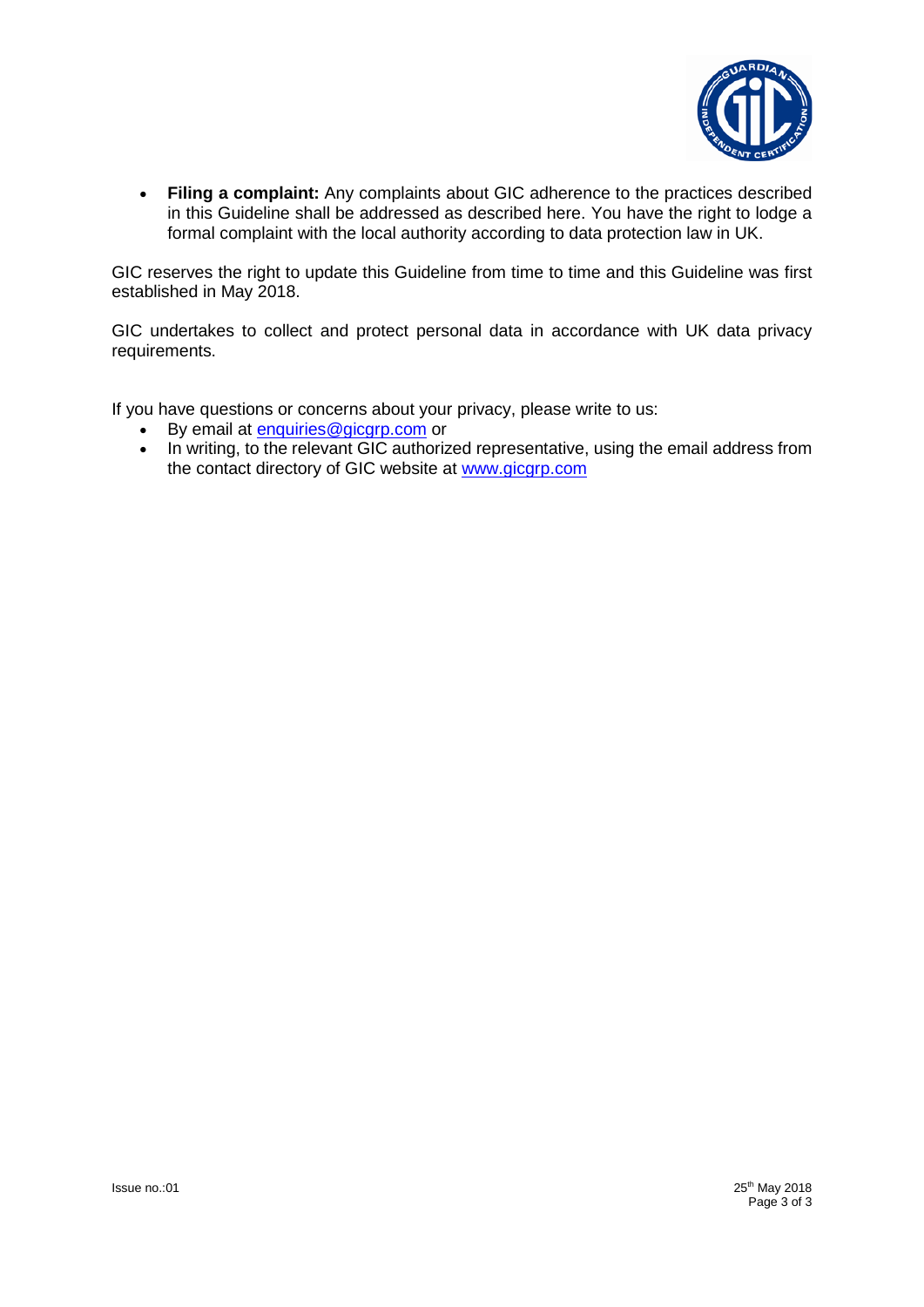- **Filing a complaint:** Any complaints about GIC adherence to the practices described in this Guideline shall be addressed as described here. You have the right to lodge a formal complaint with the local authority according to data protection law in UK.

GIC reserves the right to update this Guideline from time to time and this Guideline was first established in May 2018.

GIC undertakes to collect and protect personal data in accordance with UK data privacy requirements.

If you have questions or concerns about your privacy, please write to us:

- By email at enquiries@gicgrp.com or
- In writing, to the relevant GIC authorized representative, using the email address from the contact directory of GIC website at www.gicgrp.com